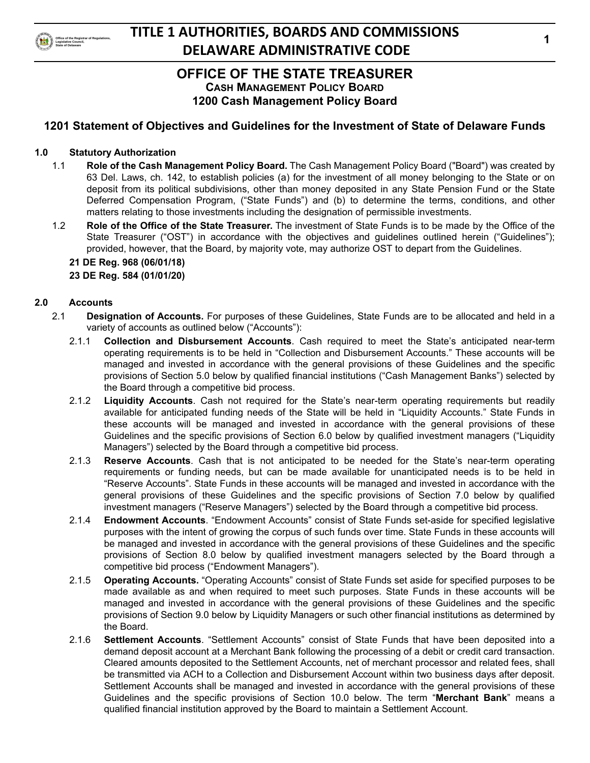# OFFICE OF THE STATE TREASURER

## Cash Management Policy Board

## 1200 Cash Management Policy Board

### 1201 Statement of Objectives and Guidelines for the Investment of State of Delaware Funds

**1.0 Statutory Authorization**

1.1 **Role of the Cash Management Policy Board.** The Cash Management Policy Board ("Board") was created by 63 Del. Laws, ch. 142, to establish policies (a) for the investment of all money belonging to the State or on deposit from its political subdivisions, other than money deposited in any State Pension Fund or the State Deferred Compensation Program, ("State Funds") and (b) to determine the terms, conditions, and other matters relating to those investments including the designation of permissible investments.

1.2 **Role of the Office of the State Treasurer.** The investment of State Funds is to be made by the Office of the State Treasurer ("OST") in accordance with the objectives and guidelines outlined herein ("Guidelines"); provided, however, that the Board, by majority vote, may authorize OST to depart from the Guidelines.

**21 DE Reg. 968 (06/01/18)**

**23 DE Reg. 584 (01/01/20)**

**2.0 Accounts**

2.1 **Designation of Accounts.** For purposes of these Guidelines, State Funds are to be allocated and held in a variety of accounts as outlined below ("Accounts"):

2.1.1 **Collection and Disbursement Accounts**. Cash required to meet the State's anticipated near-term operating requirements is to be held in "Collection and Disbursement Accounts." These accounts will be managed and invested in accordance with the general provisions of these Guidelines and the specific provisions of Section 5.0 below by qualified financial institutions ("Cash Management Banks") selected by the Board through a competitive bid process.

2.1.2 **Liquidity Accounts**. Cash not required for the State's near-term operating requirements but readily available for anticipated funding needs of the State will be held in "Liquidity Accounts." State Funds in these accounts will be managed and invested in accordance with the general provisions of these Guidelines and the specific provisions of Section 6.0 below by qualified investment managers ("Liquidity Managers") selected by the Board through a competitive bid process.

2.1.3 **Reserve Accounts**. Cash that is not anticipated to be needed for the State's near-term operating requirements or funding needs, but can be made available for unanticipated needs is to be held in "Reserve Accounts". State Funds in these accounts will be managed and invested in accordance with the general provisions of these Guidelines and the specific provisions of Section 7.0 below by qualified investment managers ("Reserve Managers") selected by the Board through a competitive bid process.

2.1.4 **Endowment Accounts**. "Endowment Accounts" consist of State Funds set-aside for specified legislative purposes with the intent of growing the corpus of such funds over time. State Funds in these accounts will be managed and invested in accordance with the general provisions of these Guidelines and the specific provisions of Section 8.0 below by qualified investment managers selected by the Board through a competitive bid process ("Endowment Managers").

2.1.5 **Operating Accounts.** "Operating Accounts" consist of State Funds set aside for specified purposes to be made available as and when required to meet such purposes. State Funds in these accounts will be managed and invested in accordance with the general provisions of these Guidelines and the specific provisions of Section 9.0 below by Liquidity Managers or such other financial institutions as determined by the Board.

2.1.6 **Settlement Accounts**. "Settlement Accounts" consist of State Funds that have been deposited into a demand deposit account at a Merchant Bank following the processing of a debit or credit card transaction. Cleared amounts deposited to the Settlement Accounts, net of merchant processor and related fees, shall be transmitted via ACH to a Collection and Disbursement Account within two business days after deposit. Settlement Accounts shall be managed and invested in accordance with the general provisions of these Guidelines and the specific provisions of Section 10.0 below. The term "**Merchant Bank**" means a qualified financial institution approved by the Board to maintain a Settlement Account.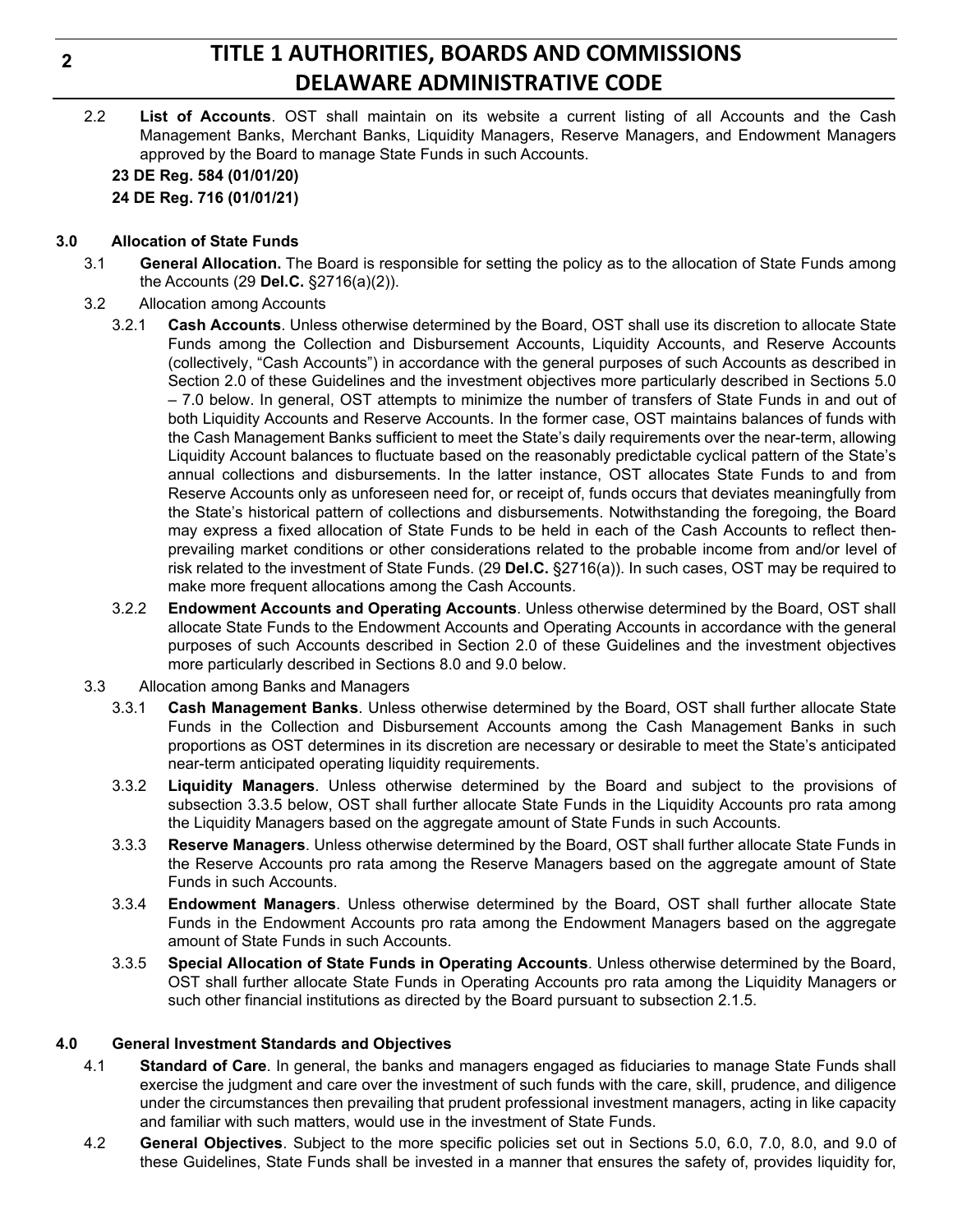2.2 **List of Accounts**. OST shall maintain on its website a current listing of all Accounts and the Cash Management Banks, Merchant Banks, Liquidity Managers, Reserve Managers, and Endowment Managers approved by the Board to manage State Funds in such Accounts.

**23 DE Reg. 584 (01/01/20)**

**24 DE Reg. 716 (01/01/21)**

**3.0 Allocation of State Funds**

3.1 **General Allocation.** The Board is responsible for setting the policy as to the allocation of State Funds among the Accounts (29 **Del.C.** §2716(a)(2)).

3.2 Allocation among Accounts

3.2.1 **Cash Accounts**. Unless otherwise determined by the Board, OST shall use its discretion to allocate State Funds among the Collection and Disbursement Accounts, Liquidity Accounts, and Reserve Accounts (collectively, "Cash Accounts") in accordance with the general purposes of such Accounts as described in Section 2.0 of these Guidelines and the investment objectives more particularly described in Sections 5.0 – 7.0 below. In general, OST attempts to minimize the number of transfers of State Funds in and out of both Liquidity Accounts and Reserve Accounts. In the former case, OST maintains balances of funds with the Cash Management Banks sufficient to meet the State's daily requirements over the near-term, allowing Liquidity Account balances to fluctuate based on the reasonably predictable cyclical pattern of the State's annual collections and disbursements. In the latter instance, OST allocates State Funds to and from Reserve Accounts only as unforeseen need for, or receipt of, funds occurs that deviates meaningfully from the State's historical pattern of collections and disbursements. Notwithstanding the foregoing, the Board may express a fixed allocation of State Funds to be held in each of the Cash Accounts to reflect then-prevailing market conditions or other considerations related to the probable income from and/or level of risk related to the investment of State Funds. (29 **Del.C.** §2716(a)). In such cases, OST may be required to make more frequent allocations among the Cash Accounts.

3.2.2 **Endowment Accounts and Operating Accounts**. Unless otherwise determined by the Board, OST shall allocate State Funds to the Endowment Accounts and Operating Accounts in accordance with the general purposes of such Accounts described in Section 2.0 of these Guidelines and the investment objectives more particularly described in Sections 8.0 and 9.0 below.

3.3 Allocation among Banks and Managers

3.3.1 **Cash Management Banks**. Unless otherwise determined by the Board, OST shall further allocate State Funds in the Collection and Disbursement Accounts among the Cash Management Banks in such proportions as OST determines in its discretion are necessary or desirable to meet the State's anticipated near-term anticipated operating liquidity requirements.

3.3.2 **Liquidity Managers**. Unless otherwise determined by the Board and subject to the provisions of subsection 3.3.5 below, OST shall further allocate State Funds in the Liquidity Accounts pro rata among the Liquidity Managers based on the aggregate amount of State Funds in such Accounts.

3.3.3 **Reserve Managers**. Unless otherwise determined by the Board, OST shall further allocate State Funds in the Reserve Accounts pro rata among the Reserve Managers based on the aggregate amount of State Funds in such Accounts.

3.3.4 **Endowment Managers**. Unless otherwise determined by the Board, OST shall further allocate State Funds in the Endowment Accounts pro rata among the Endowment Managers based on the aggregate amount of State Funds in such Accounts.

3.3.5 **Special Allocation of State Funds in Operating Accounts**. Unless otherwise determined by the Board, OST shall further allocate State Funds in Operating Accounts pro rata among the Liquidity Managers or such other financial institutions as directed by the Board pursuant to subsection 2.1.5.

**4.0 General Investment Standards and Objectives**

4.1 **Standard of Care**. In general, the banks and managers engaged as fiduciaries to manage State Funds shall exercise the judgment and care over the investment of such funds with the care, skill, prudence, and diligence under the circumstances then prevailing that prudent professional investment managers, acting in like capacity and familiar with such matters, would use in the investment of State Funds.

4.2 **General Objectives**. Subject to the more specific policies set out in Sections 5.0, 6.0, 7.0, 8.0, and 9.0 of these Guidelines, State Funds shall be invested in a manner that ensures the safety of, provides liquidity for,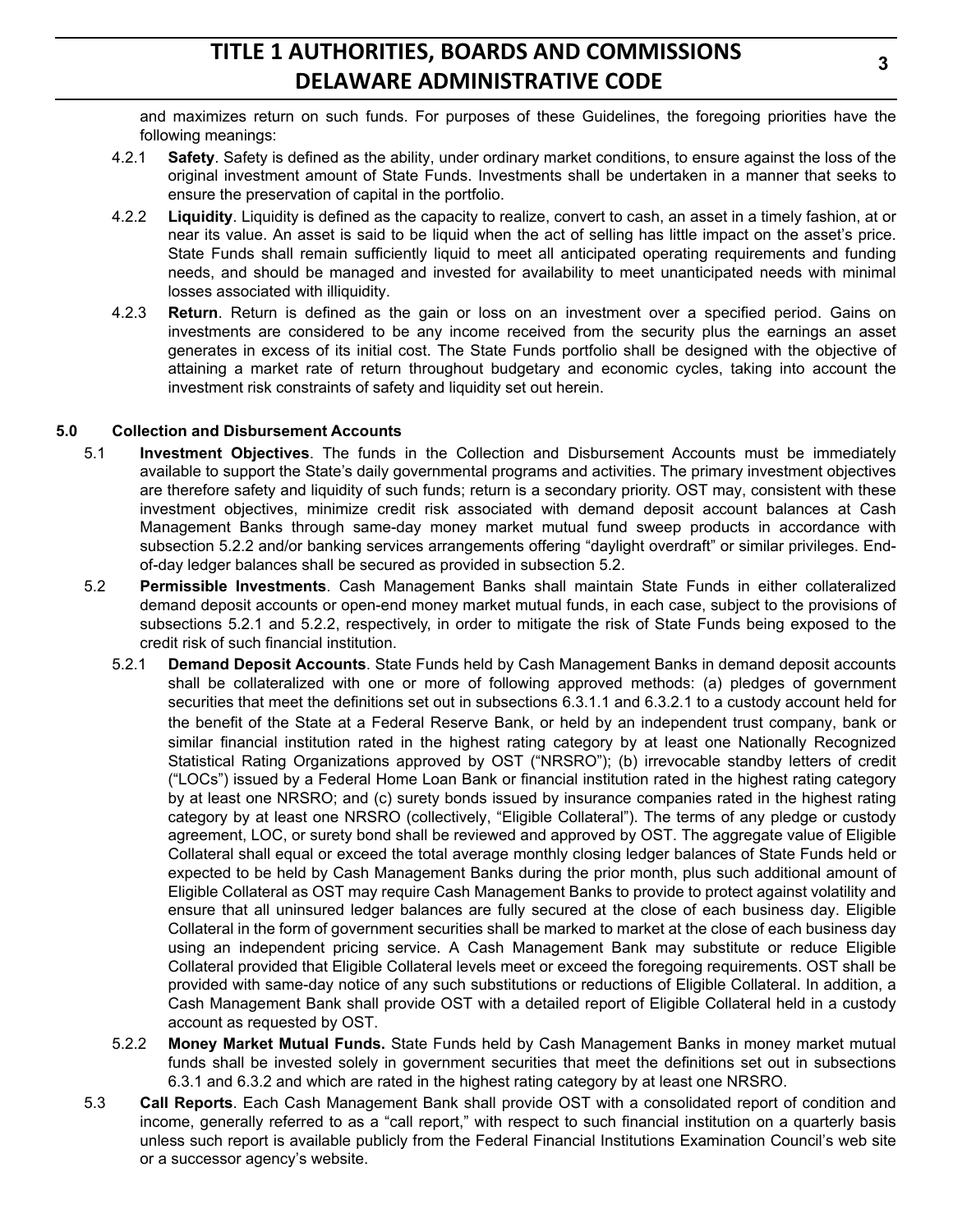and maximizes return on such funds. For purposes of these Guidelines, the foregoing priorities have the following meanings:

4.2.1 **Safety**. Safety is defined as the ability, under ordinary market conditions, to ensure against the loss of the original investment amount of State Funds. Investments shall be undertaken in a manner that seeks to ensure the preservation of capital in the portfolio.

4.2.2 **Liquidity**. Liquidity is defined as the capacity to realize, convert to cash, an asset in a timely fashion, at or near its value. An asset is said to be liquid when the act of selling has little impact on the asset's price. State Funds shall remain sufficiently liquid to meet all anticipated operating requirements and funding needs, and should be managed and invested for availability to meet unanticipated needs with minimal losses associated with illiquidity.

4.2.3 **Return**. Return is defined as the gain or loss on an investment over a specified period. Gains on investments are considered to be any income received from the security plus the earnings an asset generates in excess of its initial cost. The State Funds portfolio shall be designed with the objective of attaining a market rate of return throughout budgetary and economic cycles, taking into account the investment risk constraints of safety and liquidity set out herein.

## 5.0 Collection and Disbursement Accounts

5.1 **Investment Objectives**. The funds in the Collection and Disbursement Accounts must be immediately available to support the State's daily governmental programs and activities. The primary investment objectives are therefore safety and liquidity of such funds; return is a secondary priority. OST may, consistent with these investment objectives, minimize credit risk associated with demand deposit account balances at Cash Management Banks through same-day money market mutual fund sweep products in accordance with subsection 5.2.2 and/or banking services arrangements offering "daylight overdraft" or similar privileges. End-of-day ledger balances shall be secured as provided in subsection 5.2.

5.2 **Permissible Investments**. Cash Management Banks shall maintain State Funds in either collateralized demand deposit accounts or open-end money market mutual funds, in each case, subject to the provisions of subsections 5.2.1 and 5.2.2, respectively, in order to mitigate the risk of State Funds being exposed to the credit risk of such financial institution.

5.2.1 **Demand Deposit Accounts**. State Funds held by Cash Management Banks in demand deposit accounts shall be collateralized with one or more of following approved methods: (a) pledges of government securities that meet the definitions set out in subsections 6.3.1.1 and 6.3.2.1 to a custody account held for the benefit of the State at a Federal Reserve Bank, or held by an independent trust company, bank or similar financial institution rated in the highest rating category by at least one Nationally Recognized Statistical Rating Organizations approved by OST ("NRSRO"); (b) irrevocable standby letters of credit ("LOCs") issued by a Federal Home Loan Bank or financial institution rated in the highest rating category by at least one NRSRO; and (c) surety bonds issued by insurance companies rated in the highest rating category by at least one NRSRO (collectively, "Eligible Collateral"). The terms of any pledge or custody agreement, LOC, or surety bond shall be reviewed and approved by OST. The aggregate value of Eligible Collateral shall equal or exceed the total average monthly closing ledger balances of State Funds held or expected to be held by Cash Management Banks during the prior month, plus such additional amount of Eligible Collateral as OST may require Cash Management Banks to provide to protect against volatility and ensure that all uninsured ledger balances are fully secured at the close of each business day. Eligible Collateral in the form of government securities shall be marked to market at the close of each business day using an independent pricing service. A Cash Management Bank may substitute or reduce Eligible Collateral provided that Eligible Collateral levels meet or exceed the foregoing requirements. OST shall be provided with same-day notice of any such substitutions or reductions of Eligible Collateral. In addition, a Cash Management Bank shall provide OST with a detailed report of Eligible Collateral held in a custody account as requested by OST.

5.2.2 **Money Market Mutual Funds.** State Funds held by Cash Management Banks in money market mutual funds shall be invested solely in government securities that meet the definitions set out in subsections 6.3.1 and 6.3.2 and which are rated in the highest rating category by at least one NRSRO.

5.3 **Call Reports**. Each Cash Management Bank shall provide OST with a consolidated report of condition and income, generally referred to as a "call report," with respect to such financial institution on a quarterly basis unless such report is available publicly from the Federal Financial Institutions Examination Council's web site or a successor agency's website.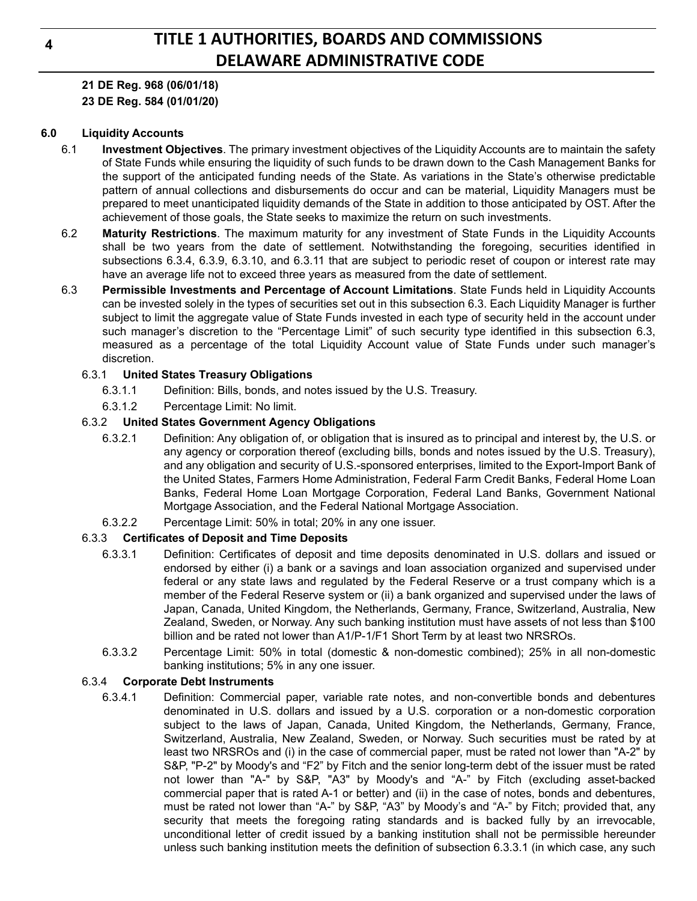**21 DE Reg. 968 (06/01/18)**
**23 DE Reg. 584 (01/01/20)**

### 6.0 Liquidity Accounts

6.1 **Investment Objectives**. The primary investment objectives of the Liquidity Accounts are to maintain the safety of State Funds while ensuring the liquidity of such funds to be drawn down to the Cash Management Banks for the support of the anticipated funding needs of the State. As variations in the State's otherwise predictable pattern of annual collections and disbursements do occur and can be material, Liquidity Managers must be prepared to meet unanticipated liquidity demands of the State in addition to those anticipated by OST. After the achievement of those goals, the State seeks to maximize the return on such investments.

6.2 **Maturity Restrictions**. The maximum maturity for any investment of State Funds in the Liquidity Accounts shall be two years from the date of settlement. Notwithstanding the foregoing, securities identified in subsections 6.3.4, 6.3.9, 6.3.10, and 6.3.11 that are subject to periodic reset of coupon or interest rate may have an average life not to exceed three years as measured from the date of settlement.

6.3 **Permissible Investments and Percentage of Account Limitations**. State Funds held in Liquidity Accounts can be invested solely in the types of securities set out in this subsection 6.3. Each Liquidity Manager is further subject to limit the aggregate value of State Funds invested in each type of security held in the account under such manager's discretion to the "Percentage Limit" of such security type identified in this subsection 6.3, measured as a percentage of the total Liquidity Account value of State Funds under such manager's discretion.

6.3.1 **United States Treasury Obligations**

6.3.1.1 Definition: Bills, bonds, and notes issued by the U.S. Treasury.

6.3.1.2 Percentage Limit: No limit.

6.3.2 **United States Government Agency Obligations**

6.3.2.1 Definition: Any obligation of, or obligation that is insured as to principal and interest by, the U.S. or any agency or corporation thereof (excluding bills, bonds and notes issued by the U.S. Treasury), and any obligation and security of U.S.-sponsored enterprises, limited to the Export-Import Bank of the United States, Farmers Home Administration, Federal Farm Credit Banks, Federal Home Loan Banks, Federal Home Loan Mortgage Corporation, Federal Land Banks, Government National Mortgage Association, and the Federal National Mortgage Association.

6.3.2.2 Percentage Limit: 50% in total; 20% in any one issuer.

6.3.3 **Certificates of Deposit and Time Deposits**

6.3.3.1 Definition: Certificates of deposit and time deposits denominated in U.S. dollars and issued or endorsed by either (i) a bank or a savings and loan association organized and supervised under federal or any state laws and regulated by the Federal Reserve or a trust company which is a member of the Federal Reserve system or (ii) a bank organized and supervised under the laws of Japan, Canada, United Kingdom, the Netherlands, Germany, France, Switzerland, Australia, New Zealand, Sweden, or Norway. Any such banking institution must have assets of not less than $100 billion and be rated not lower than A1/P-1/F1 Short Term by at least two NRSROs.

6.3.3.2 Percentage Limit: 50% in total (domestic & non-domestic combined); 25% in all non-domestic banking institutions; 5% in any one issuer.

6.3.4 **Corporate Debt Instruments**

6.3.4.1 Definition: Commercial paper, variable rate notes, and non-convertible bonds and debentures denominated in U.S. dollars and issued by a U.S. corporation or a non-domestic corporation subject to the laws of Japan, Canada, United Kingdom, the Netherlands, Germany, France, Switzerland, Australia, New Zealand, Sweden, or Norway. Such securities must be rated by at least two NRSROs and (i) in the case of commercial paper, must be rated not lower than "A-2" by S&P, "P-2" by Moody's and "F2" by Fitch and the senior long-term debt of the issuer must be rated not lower than "A-" by S&P, "A3" by Moody's and "A-" by Fitch (excluding asset-backed commercial paper that is rated A-1 or better) and (ii) in the case of notes, bonds and debentures, must be rated not lower than "A-" by S&P, "A3" by Moody's and "A-" by Fitch; provided that, any security that meets the foregoing rating standards and is backed fully by an irrevocable, unconditional letter of credit issued by a banking institution shall not be permissible hereunder unless such banking institution meets the definition of subsection 6.3.3.1 (in which case, any such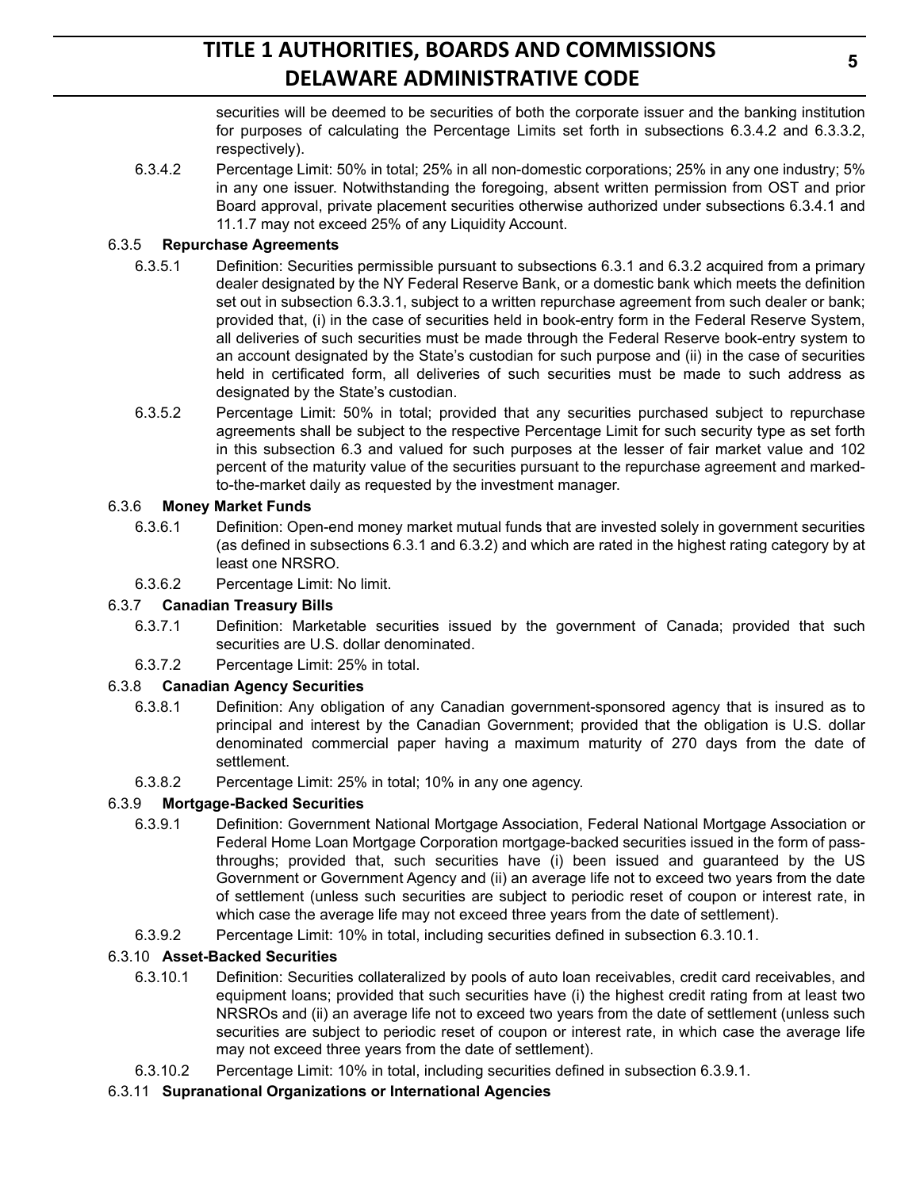securities will be deemed to be securities of both the corporate issuer and the banking institution for purposes of calculating the Percentage Limits set forth in subsections 6.3.4.2 and 6.3.3.2, respectively).

6.3.4.2 Percentage Limit: 50% in total; 25% in all non-domestic corporations; 25% in any one industry; 5% in any one issuer. Notwithstanding the foregoing, absent written permission from OST and prior Board approval, private placement securities otherwise authorized under subsections 6.3.4.1 and 11.1.7 may not exceed 25% of any Liquidity Account.

6.3.5 **Repurchase Agreements**

6.3.5.1 Definition: Securities permissible pursuant to subsections 6.3.1 and 6.3.2 acquired from a primary dealer designated by the NY Federal Reserve Bank, or a domestic bank which meets the definition set out in subsection 6.3.3.1, subject to a written repurchase agreement from such dealer or bank; provided that, (i) in the case of securities held in book-entry form in the Federal Reserve System, all deliveries of such securities must be made through the Federal Reserve book-entry system to an account designated by the State's custodian for such purpose and (ii) in the case of securities held in certificated form, all deliveries of such securities must be made to such address as designated by the State's custodian.

6.3.5.2 Percentage Limit: 50% in total; provided that any securities purchased subject to repurchase agreements shall be subject to the respective Percentage Limit for such security type as set forth in this subsection 6.3 and valued for such purposes at the lesser of fair market value and 102 percent of the maturity value of the securities pursuant to the repurchase agreement and marked-to-the-market daily as requested by the investment manager.

6.3.6 **Money Market Funds**

6.3.6.1 Definition: Open-end money market mutual funds that are invested solely in government securities (as defined in subsections 6.3.1 and 6.3.2) and which are rated in the highest rating category by at least one NRSRO.

6.3.6.2 Percentage Limit: No limit.

6.3.7 **Canadian Treasury Bills**

6.3.7.1 Definition: Marketable securities issued by the government of Canada; provided that such securities are U.S. dollar denominated.

6.3.7.2 Percentage Limit: 25% in total.

6.3.8 **Canadian Agency Securities**

6.3.8.1 Definition: Any obligation of any Canadian government-sponsored agency that is insured as to principal and interest by the Canadian Government; provided that the obligation is U.S. dollar denominated commercial paper having a maximum maturity of 270 days from the date of settlement.

6.3.8.2 Percentage Limit: 25% in total; 10% in any one agency.

6.3.9 **Mortgage-Backed Securities**

6.3.9.1 Definition: Government National Mortgage Association, Federal National Mortgage Association or Federal Home Loan Mortgage Corporation mortgage-backed securities issued in the form of pass-throughs; provided that, such securities have (i) been issued and guaranteed by the US Government or Government Agency and (ii) an average life not to exceed two years from the date of settlement (unless such securities are subject to periodic reset of coupon or interest rate, in which case the average life may not exceed three years from the date of settlement).

6.3.9.2 Percentage Limit: 10% in total, including securities defined in subsection 6.3.10.1.

6.3.10 **Asset-Backed Securities**

6.3.10.1 Definition: Securities collateralized by pools of auto loan receivables, credit card receivables, and equipment loans; provided that such securities have (i) the highest credit rating from at least two NRSROs and (ii) an average life not to exceed two years from the date of settlement (unless such securities are subject to periodic reset of coupon or interest rate, in which case the average life may not exceed three years from the date of settlement).

6.3.10.2 Percentage Limit: 10% in total, including securities defined in subsection 6.3.9.1.

6.3.11 **Supranational Organizations or International Agencies**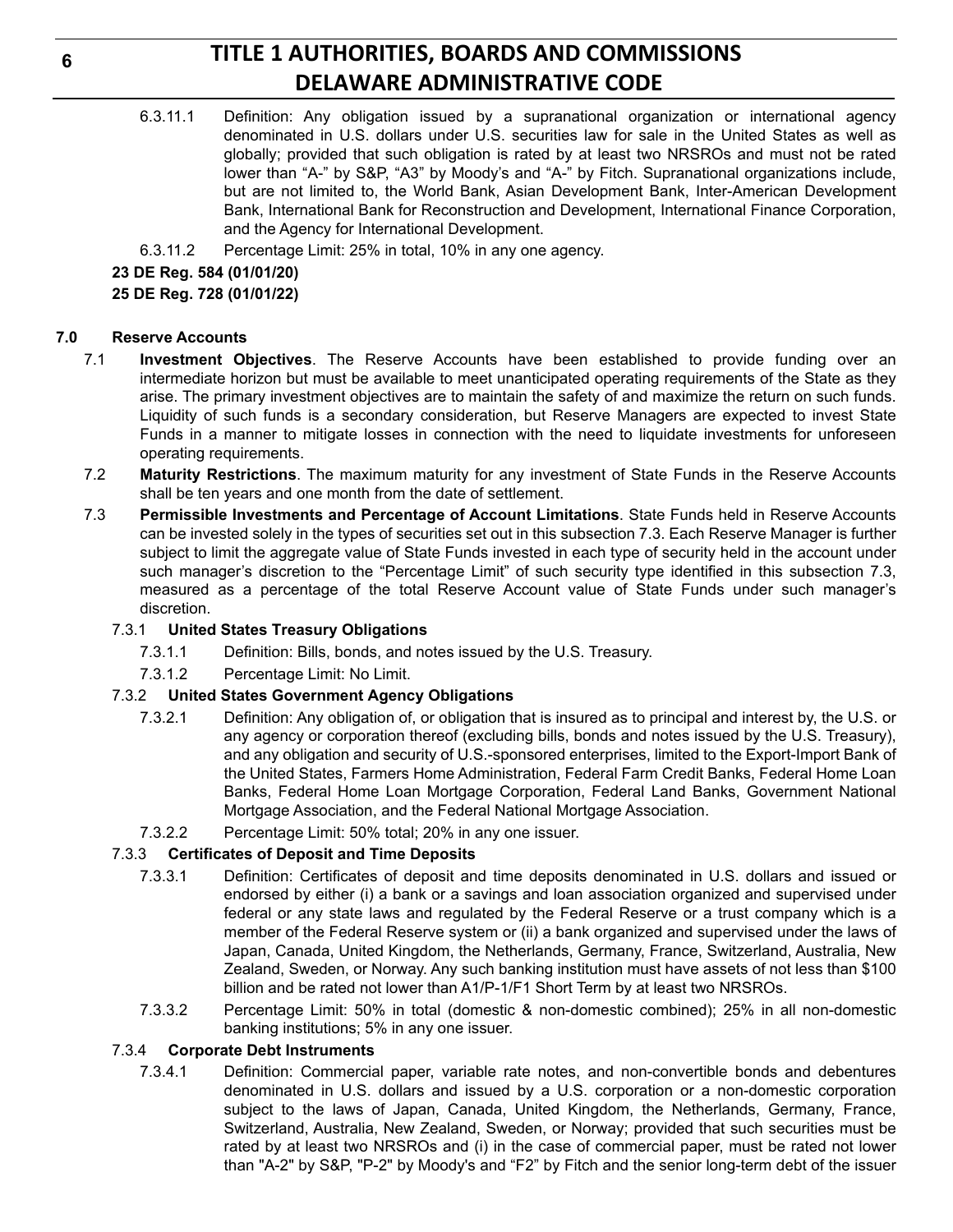6.3.11.1 Definition: Any obligation issued by a supranational organization or international agency denominated in U.S. dollars under U.S. securities law for sale in the United States as well as globally; provided that such obligation is rated by at least two NRSROs and must not be rated lower than "A-" by S&P, "A3" by Moody's and "A-" by Fitch. Supranational organizations include, but are not limited to, the World Bank, Asian Development Bank, Inter-American Development Bank, International Bank for Reconstruction and Development, International Finance Corporation, and the Agency for International Development.

6.3.11.2 Percentage Limit: 25% in total, 10% in any one agency.

**23 DE Reg. 584 (01/01/20)**

**25 DE Reg. 728 (01/01/22)**

## 7.0 Reserve Accounts

7.1 **Investment Objectives**. The Reserve Accounts have been established to provide funding over an intermediate horizon but must be available to meet unanticipated operating requirements of the State as they arise. The primary investment objectives are to maintain the safety of and maximize the return on such funds. Liquidity of such funds is a secondary consideration, but Reserve Managers are expected to invest State Funds in a manner to mitigate losses in connection with the need to liquidate investments for unforeseen operating requirements.

7.2 **Maturity Restrictions**. The maximum maturity for any investment of State Funds in the Reserve Accounts shall be ten years and one month from the date of settlement.

7.3 **Permissible Investments and Percentage of Account Limitations**. State Funds held in Reserve Accounts can be invested solely in the types of securities set out in this subsection 7.3. Each Reserve Manager is further subject to limit the aggregate value of State Funds invested in each type of security held in the account under such manager's discretion to the "Percentage Limit" of such security type identified in this subsection 7.3, measured as a percentage of the total Reserve Account value of State Funds under such manager's discretion.

7.3.1 **United States Treasury Obligations**

7.3.1.1 Definition: Bills, bonds, and notes issued by the U.S. Treasury.

7.3.1.2 Percentage Limit: No Limit.

7.3.2 **United States Government Agency Obligations**

7.3.2.1 Definition: Any obligation of, or obligation that is insured as to principal and interest by, the U.S. or any agency or corporation thereof (excluding bills, bonds and notes issued by the U.S. Treasury), and any obligation and security of U.S.-sponsored enterprises, limited to the Export-Import Bank of the United States, Farmers Home Administration, Federal Farm Credit Banks, Federal Home Loan Banks, Federal Home Loan Mortgage Corporation, Federal Land Banks, Government National Mortgage Association, and the Federal National Mortgage Association.

7.3.2.2 Percentage Limit: 50% total; 20% in any one issuer.

7.3.3 **Certificates of Deposit and Time Deposits**

7.3.3.1 Definition: Certificates of deposit and time deposits denominated in U.S. dollars and issued or endorsed by either (i) a bank or a savings and loan association organized and supervised under federal or any state laws and regulated by the Federal Reserve or a trust company which is a member of the Federal Reserve system or (ii) a bank organized and supervised under the laws of Japan, Canada, United Kingdom, the Netherlands, Germany, France, Switzerland, Australia, New Zealand, Sweden, or Norway. Any such banking institution must have assets of not less than $100 billion and be rated not lower than A1/P-1/F1 Short Term by at least two NRSROs.

7.3.3.2 Percentage Limit: 50% in total (domestic & non-domestic combined); 25% in all non-domestic banking institutions; 5% in any one issuer.

7.3.4 **Corporate Debt Instruments**

7.3.4.1 Definition: Commercial paper, variable rate notes, and non-convertible bonds and debentures denominated in U.S. dollars and issued by a U.S. corporation or a non-domestic corporation subject to the laws of Japan, Canada, United Kingdom, the Netherlands, Germany, France, Switzerland, Australia, New Zealand, Sweden, or Norway; provided that such securities must be rated by at least two NRSROs and (i) in the case of commercial paper, must be rated not lower than "A-2" by S&P, "P-2" by Moody's and "F2" by Fitch and the senior long-term debt of the issuer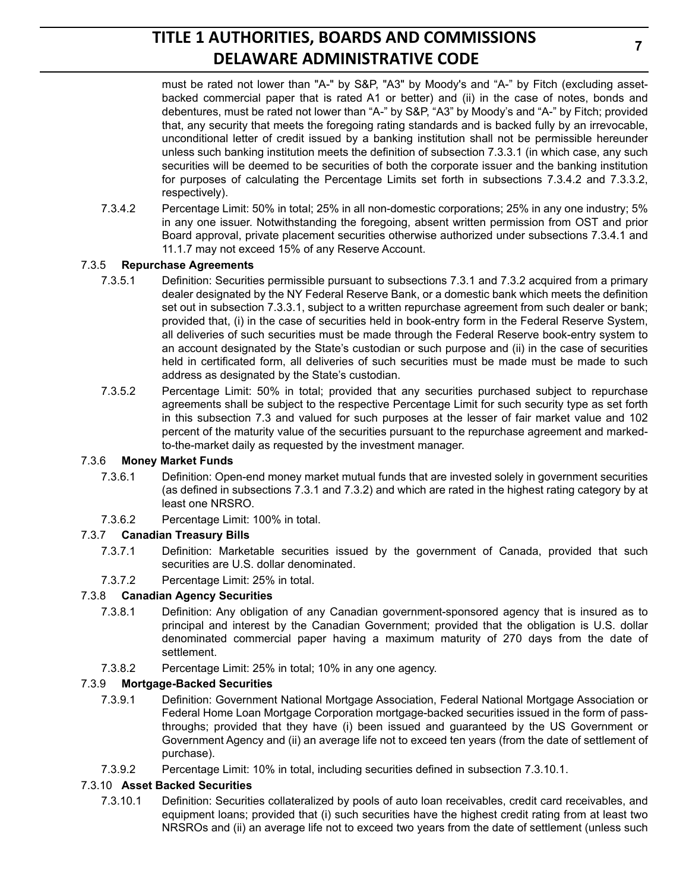must be rated not lower than "A-" by S&P, "A3" by Moody's and "A-" by Fitch (excluding asset-backed commercial paper that is rated A1 or better) and (ii) in the case of notes, bonds and debentures, must be rated not lower than "A-" by S&P, "A3" by Moody's and "A-" by Fitch; provided that, any security that meets the foregoing rating standards and is backed fully by an irrevocable, unconditional letter of credit issued by a banking institution shall not be permissible hereunder unless such banking institution meets the definition of subsection 7.3.3.1 (in which case, any such securities will be deemed to be securities of both the corporate issuer and the banking institution for purposes of calculating the Percentage Limits set forth in subsections 7.3.4.2 and 7.3.3.2, respectively).

7.3.4.2 Percentage Limit: 50% in total; 25% in all non-domestic corporations; 25% in any one industry; 5% in any one issuer. Notwithstanding the foregoing, absent written permission from OST and prior Board approval, private placement securities otherwise authorized under subsections 7.3.4.1 and 11.1.7 may not exceed 15% of any Reserve Account.

7.3.5 **Repurchase Agreements**

7.3.5.1 Definition: Securities permissible pursuant to subsections 7.3.1 and 7.3.2 acquired from a primary dealer designated by the NY Federal Reserve Bank, or a domestic bank which meets the definition set out in subsection 7.3.3.1, subject to a written repurchase agreement from such dealer or bank; provided that, (i) in the case of securities held in book-entry form in the Federal Reserve System, all deliveries of such securities must be made through the Federal Reserve book-entry system to an account designated by the State's custodian or such purpose and (ii) in the case of securities held in certificated form, all deliveries of such securities must be made must be made to such address as designated by the State's custodian.

7.3.5.2 Percentage Limit: 50% in total; provided that any securities purchased subject to repurchase agreements shall be subject to the respective Percentage Limit for such security type as set forth in this subsection 7.3 and valued for such purposes at the lesser of fair market value and 102 percent of the maturity value of the securities pursuant to the repurchase agreement and marked-to-the-market daily as requested by the investment manager.

7.3.6 **Money Market Funds**

7.3.6.1 Definition: Open-end money market mutual funds that are invested solely in government securities (as defined in subsections 7.3.1 and 7.3.2) and which are rated in the highest rating category by at least one NRSRO.

7.3.6.2 Percentage Limit: 100% in total.

7.3.7 **Canadian Treasury Bills**

7.3.7.1 Definition: Marketable securities issued by the government of Canada, provided that such securities are U.S. dollar denominated.

7.3.7.2 Percentage Limit: 25% in total.

7.3.8 **Canadian Agency Securities**

7.3.8.1 Definition: Any obligation of any Canadian government-sponsored agency that is insured as to principal and interest by the Canadian Government; provided that the obligation is U.S. dollar denominated commercial paper having a maximum maturity of 270 days from the date of settlement.

7.3.8.2 Percentage Limit: 25% in total; 10% in any one agency.

7.3.9 **Mortgage-Backed Securities**

7.3.9.1 Definition: Government National Mortgage Association, Federal National Mortgage Association or Federal Home Loan Mortgage Corporation mortgage-backed securities issued in the form of pass-throughs; provided that they have (i) been issued and guaranteed by the US Government or Government Agency and (ii) an average life not to exceed ten years (from the date of settlement of purchase).

7.3.9.2 Percentage Limit: 10% in total, including securities defined in subsection 7.3.10.1.

7.3.10 **Asset Backed Securities**

7.3.10.1 Definition: Securities collateralized by pools of auto loan receivables, credit card receivables, and equipment loans; provided that (i) such securities have the highest credit rating from at least two NRSROs and (ii) an average life not to exceed two years from the date of settlement (unless such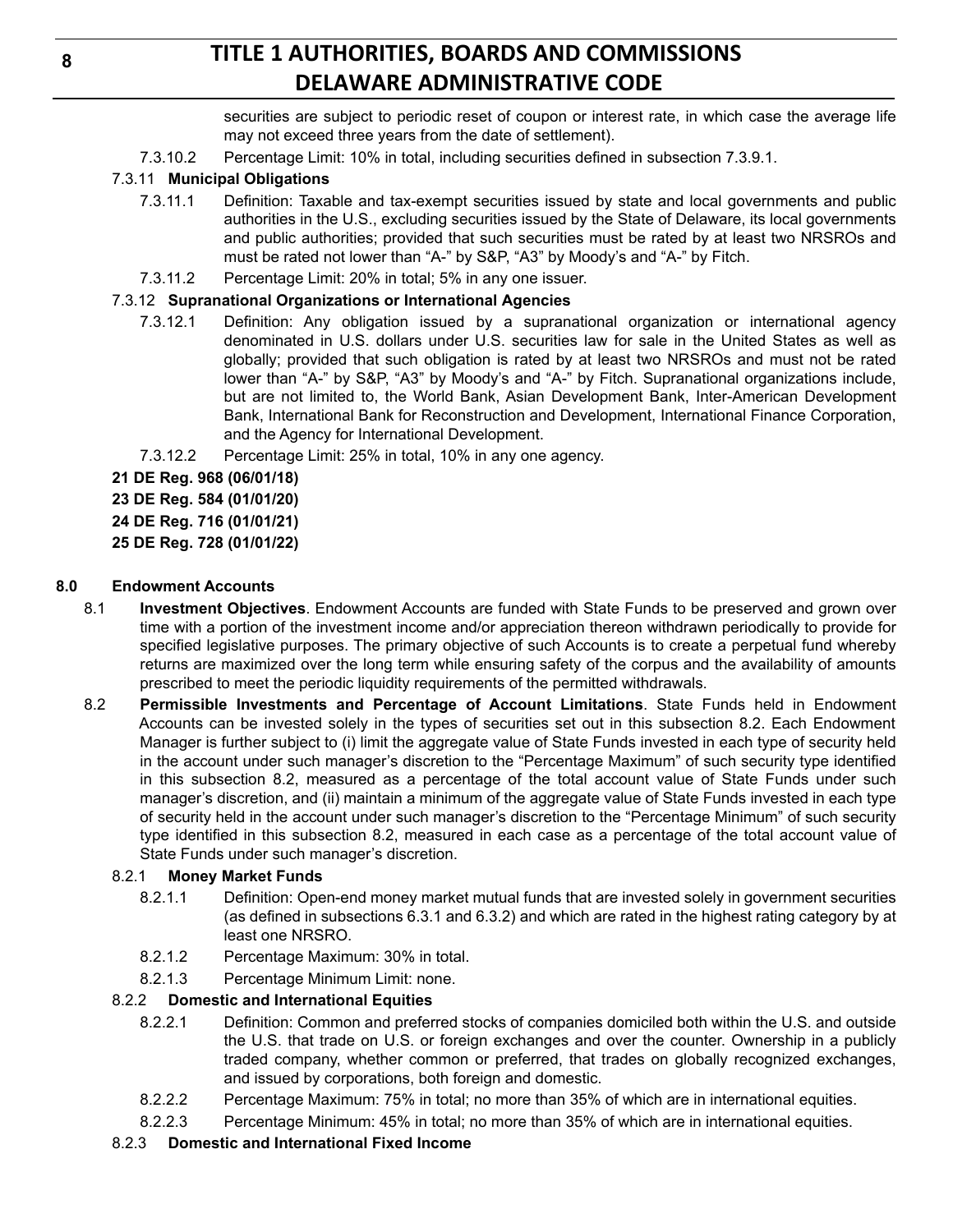securities are subject to periodic reset of coupon or interest rate, in which case the average life may not exceed three years from the date of settlement).

7.3.10.2 Percentage Limit: 10% in total, including securities defined in subsection 7.3.9.1.

7.3.11 **Municipal Obligations**

7.3.11.1 Definition: Taxable and tax-exempt securities issued by state and local governments and public authorities in the U.S., excluding securities issued by the State of Delaware, its local governments and public authorities; provided that such securities must be rated by at least two NRSROs and must be rated not lower than "A-" by S&P, "A3" by Moody's and "A-" by Fitch.

7.3.11.2 Percentage Limit: 20% in total; 5% in any one issuer.

7.3.12 **Supranational Organizations or International Agencies**

7.3.12.1 Definition: Any obligation issued by a supranational organization or international agency denominated in U.S. dollars under U.S. securities law for sale in the United States as well as globally; provided that such obligation is rated by at least two NRSROs and must not be rated lower than "A-" by S&P, "A3" by Moody's and "A-" by Fitch. Supranational organizations include, but are not limited to, the World Bank, Asian Development Bank, Inter-American Development Bank, International Bank for Reconstruction and Development, International Finance Corporation, and the Agency for International Development.

7.3.12.2 Percentage Limit: 25% in total, 10% in any one agency.

**21 DE Reg. 968 (06/01/18)**
**23 DE Reg. 584 (01/01/20)**
**24 DE Reg. 716 (01/01/21)**
**25 DE Reg. 728 (01/01/22)**

## 8.0 Endowment Accounts

8.1 **Investment Objectives**. Endowment Accounts are funded with State Funds to be preserved and grown over time with a portion of the investment income and/or appreciation thereon withdrawn periodically to provide for specified legislative purposes. The primary objective of such Accounts is to create a perpetual fund whereby returns are maximized over the long term while ensuring safety of the corpus and the availability of amounts prescribed to meet the periodic liquidity requirements of the permitted withdrawals.

8.2 **Permissible Investments and Percentage of Account Limitations**. State Funds held in Endowment Accounts can be invested solely in the types of securities set out in this subsection 8.2. Each Endowment Manager is further subject to (i) limit the aggregate value of State Funds invested in each type of security held in the account under such manager's discretion to the "Percentage Maximum" of such security type identified in this subsection 8.2, measured as a percentage of the total account value of State Funds under such manager's discretion, and (ii) maintain a minimum of the aggregate value of State Funds invested in each type of security held in the account under such manager's discretion to the "Percentage Minimum" of such security type identified in this subsection 8.2, measured in each case as a percentage of the total account value of State Funds under such manager's discretion.

8.2.1 **Money Market Funds**

8.2.1.1 Definition: Open-end money market mutual funds that are invested solely in government securities (as defined in subsections 6.3.1 and 6.3.2) and which are rated in the highest rating category by at least one NRSRO.

8.2.1.2 Percentage Maximum: 30% in total.

8.2.1.3 Percentage Minimum Limit: none.

8.2.2 **Domestic and International Equities**

8.2.2.1 Definition: Common and preferred stocks of companies domiciled both within the U.S. and outside the U.S. that trade on U.S. or foreign exchanges and over the counter. Ownership in a publicly traded company, whether common or preferred, that trades on globally recognized exchanges, and issued by corporations, both foreign and domestic.

8.2.2.2 Percentage Maximum: 75% in total; no more than 35% of which are in international equities.

8.2.2.3 Percentage Minimum: 45% in total; no more than 35% of which are in international equities.

8.2.3 **Domestic and International Fixed Income**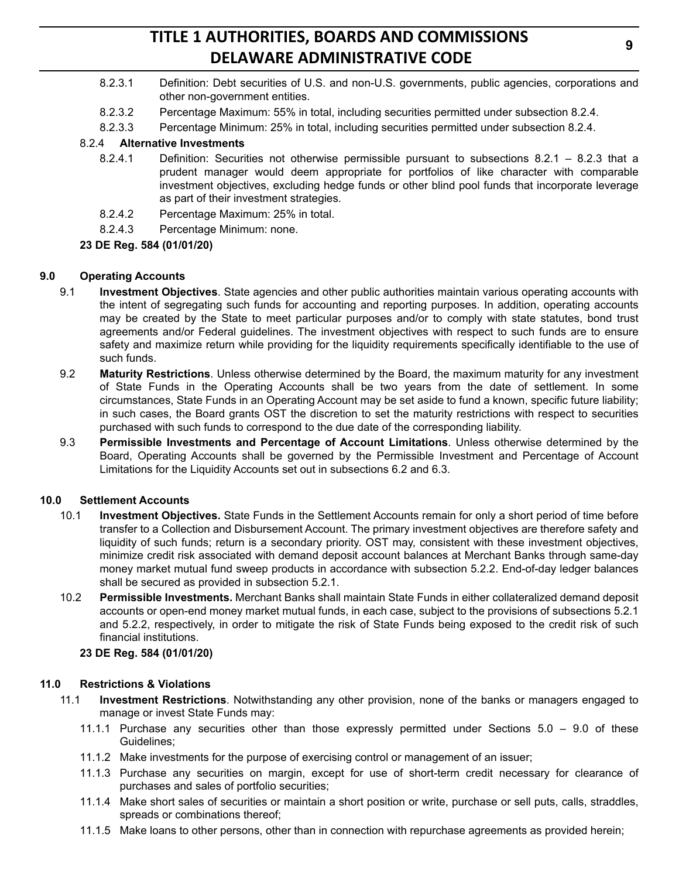8.2.3.1 Definition: Debt securities of U.S. and non-U.S. governments, public agencies, corporations and other non-government entities.

8.2.3.2 Percentage Maximum: 55% in total, including securities permitted under subsection 8.2.4.

8.2.3.3 Percentage Minimum: 25% in total, including securities permitted under subsection 8.2.4.

8.2.4 **Alternative Investments**

8.2.4.1 Definition: Securities not otherwise permissible pursuant to subsections 8.2.1 – 8.2.3 that a prudent manager would deem appropriate for portfolios of like character with comparable investment objectives, excluding hedge funds or other blind pool funds that incorporate leverage as part of their investment strategies.

8.2.4.2 Percentage Maximum: 25% in total.

8.2.4.3 Percentage Minimum: none.

**23 DE Reg. 584 (01/01/20)**

## 9.0 Operating Accounts

9.1 **Investment Objectives**. State agencies and other public authorities maintain various operating accounts with the intent of segregating such funds for accounting and reporting purposes. In addition, operating accounts may be created by the State to meet particular purposes and/or to comply with state statutes, bond trust agreements and/or Federal guidelines. The investment objectives with respect to such funds are to ensure safety and maximize return while providing for the liquidity requirements specifically identifiable to the use of such funds.

9.2 **Maturity Restrictions**. Unless otherwise determined by the Board, the maximum maturity for any investment of State Funds in the Operating Accounts shall be two years from the date of settlement. In some circumstances, State Funds in an Operating Account may be set aside to fund a known, specific future liability; in such cases, the Board grants OST the discretion to set the maturity restrictions with respect to securities purchased with such funds to correspond to the due date of the corresponding liability.

9.3 **Permissible Investments and Percentage of Account Limitations**. Unless otherwise determined by the Board, Operating Accounts shall be governed by the Permissible Investment and Percentage of Account Limitations for the Liquidity Accounts set out in subsections 6.2 and 6.3.

## 10.0 Settlement Accounts

10.1 **Investment Objectives.** State Funds in the Settlement Accounts remain for only a short period of time before transfer to a Collection and Disbursement Account. The primary investment objectives are therefore safety and liquidity of such funds; return is a secondary priority. OST may, consistent with these investment objectives, minimize credit risk associated with demand deposit account balances at Merchant Banks through same-day money market mutual fund sweep products in accordance with subsection 5.2.2. End-of-day ledger balances shall be secured as provided in subsection 5.2.1.

10.2 **Permissible Investments.** Merchant Banks shall maintain State Funds in either collateralized demand deposit accounts or open-end money market mutual funds, in each case, subject to the provisions of subsections 5.2.1 and 5.2.2, respectively, in order to mitigate the risk of State Funds being exposed to the credit risk of such financial institutions.

**23 DE Reg. 584 (01/01/20)**

## 11.0 Restrictions & Violations

11.1 **Investment Restrictions**. Notwithstanding any other provision, none of the banks or managers engaged to manage or invest State Funds may:

11.1.1 Purchase any securities other than those expressly permitted under Sections 5.0 – 9.0 of these Guidelines;

11.1.2 Make investments for the purpose of exercising control or management of an issuer;

11.1.3 Purchase any securities on margin, except for use of short-term credit necessary for clearance of purchases and sales of portfolio securities;

11.1.4 Make short sales of securities or maintain a short position or write, purchase or sell puts, calls, straddles, spreads or combinations thereof;

11.1.5 Make loans to other persons, other than in connection with repurchase agreements as provided herein;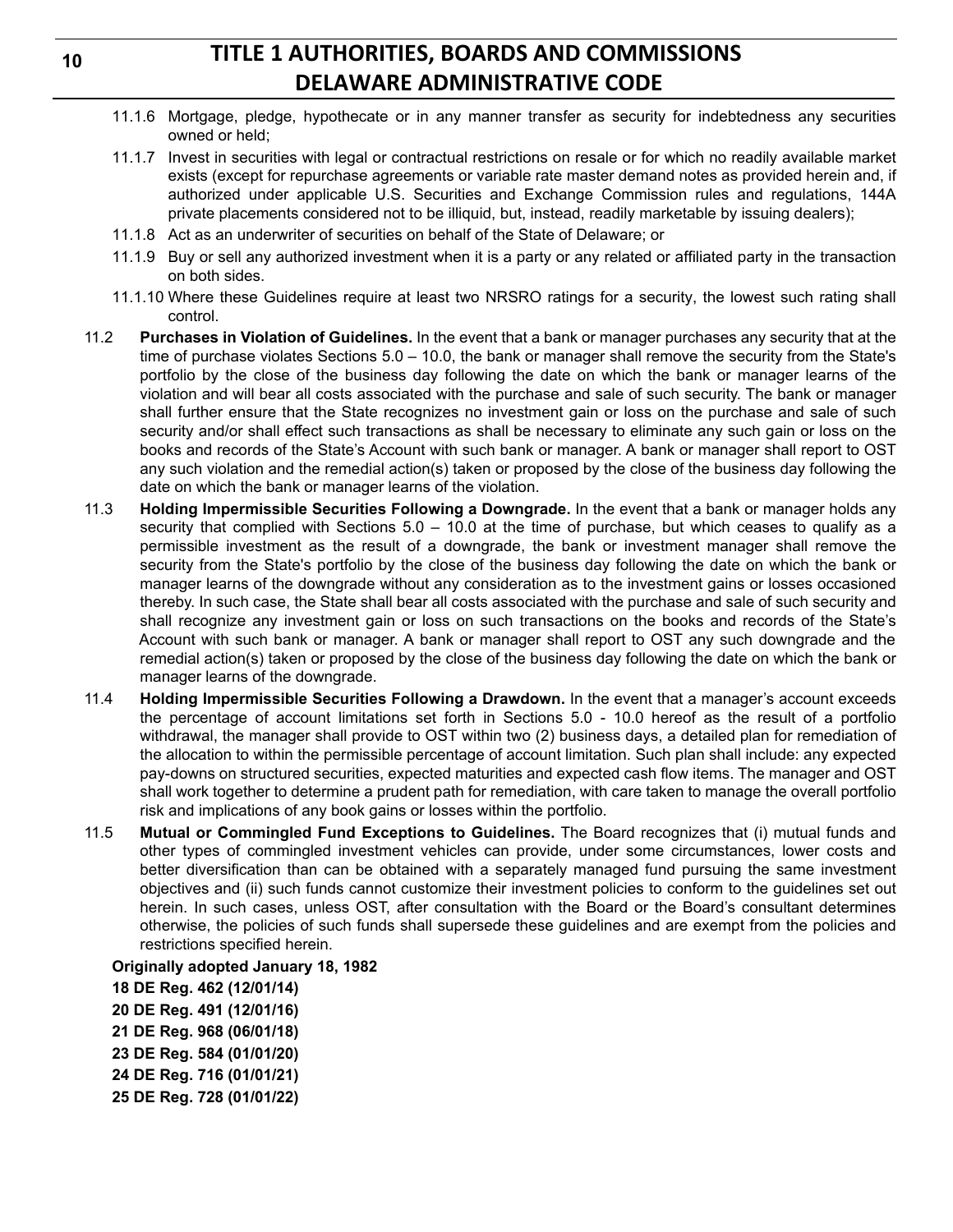11.1.6 Mortgage, pledge, hypothecate or in any manner transfer as security for indebtedness any securities owned or held;

11.1.7 Invest in securities with legal or contractual restrictions on resale or for which no readily available market exists (except for repurchase agreements or variable rate master demand notes as provided herein and, if authorized under applicable U.S. Securities and Exchange Commission rules and regulations, 144A private placements considered not to be illiquid, but, instead, readily marketable by issuing dealers);

11.1.8 Act as an underwriter of securities on behalf of the State of Delaware; or

11.1.9 Buy or sell any authorized investment when it is a party or any related or affiliated party in the transaction on both sides.

11.1.10 Where these Guidelines require at least two NRSRO ratings for a security, the lowest such rating shall control.

11.2 **Purchases in Violation of Guidelines.** In the event that a bank or manager purchases any security that at the time of purchase violates Sections 5.0 – 10.0, the bank or manager shall remove the security from the State's portfolio by the close of the business day following the date on which the bank or manager learns of the violation and will bear all costs associated with the purchase and sale of such security. The bank or manager shall further ensure that the State recognizes no investment gain or loss on the purchase and sale of such security and/or shall effect such transactions as shall be necessary to eliminate any such gain or loss on the books and records of the State's Account with such bank or manager. A bank or manager shall report to OST any such violation and the remedial action(s) taken or proposed by the close of the business day following the date on which the bank or manager learns of the violation.

11.3 **Holding Impermissible Securities Following a Downgrade.** In the event that a bank or manager holds any security that complied with Sections 5.0 – 10.0 at the time of purchase, but which ceases to qualify as a permissible investment as the result of a downgrade, the bank or investment manager shall remove the security from the State's portfolio by the close of the business day following the date on which the bank or manager learns of the downgrade without any consideration as to the investment gains or losses occasioned thereby. In such case, the State shall bear all costs associated with the purchase and sale of such security and shall recognize any investment gain or loss on such transactions on the books and records of the State's Account with such bank or manager. A bank or manager shall report to OST any such downgrade and the remedial action(s) taken or proposed by the close of the business day following the date on which the bank or manager learns of the downgrade.

11.4 **Holding Impermissible Securities Following a Drawdown.** In the event that a manager's account exceeds the percentage of account limitations set forth in Sections 5.0 - 10.0 hereof as the result of a portfolio withdrawal, the manager shall provide to OST within two (2) business days, a detailed plan for remediation of the allocation to within the permissible percentage of account limitation. Such plan shall include: any expected pay-downs on structured securities, expected maturities and expected cash flow items. The manager and OST shall work together to determine a prudent path for remediation, with care taken to manage the overall portfolio risk and implications of any book gains or losses within the portfolio.

11.5 **Mutual or Commingled Fund Exceptions to Guidelines.** The Board recognizes that (i) mutual funds and other types of commingled investment vehicles can provide, under some circumstances, lower costs and better diversification than can be obtained with a separately managed fund pursuing the same investment objectives and (ii) such funds cannot customize their investment policies to conform to the guidelines set out herein. In such cases, unless OST, after consultation with the Board or the Board's consultant determines otherwise, the policies of such funds shall supersede these guidelines and are exempt from the policies and restrictions specified herein.

**Originally adopted January 18, 1982**

**18 DE Reg. 462 (12/01/14)**

**20 DE Reg. 491 (12/01/16)**

**21 DE Reg. 968 (06/01/18)**

**23 DE Reg. 584 (01/01/20)**

**24 DE Reg. 716 (01/01/21)**

**25 DE Reg. 728 (01/01/22)**